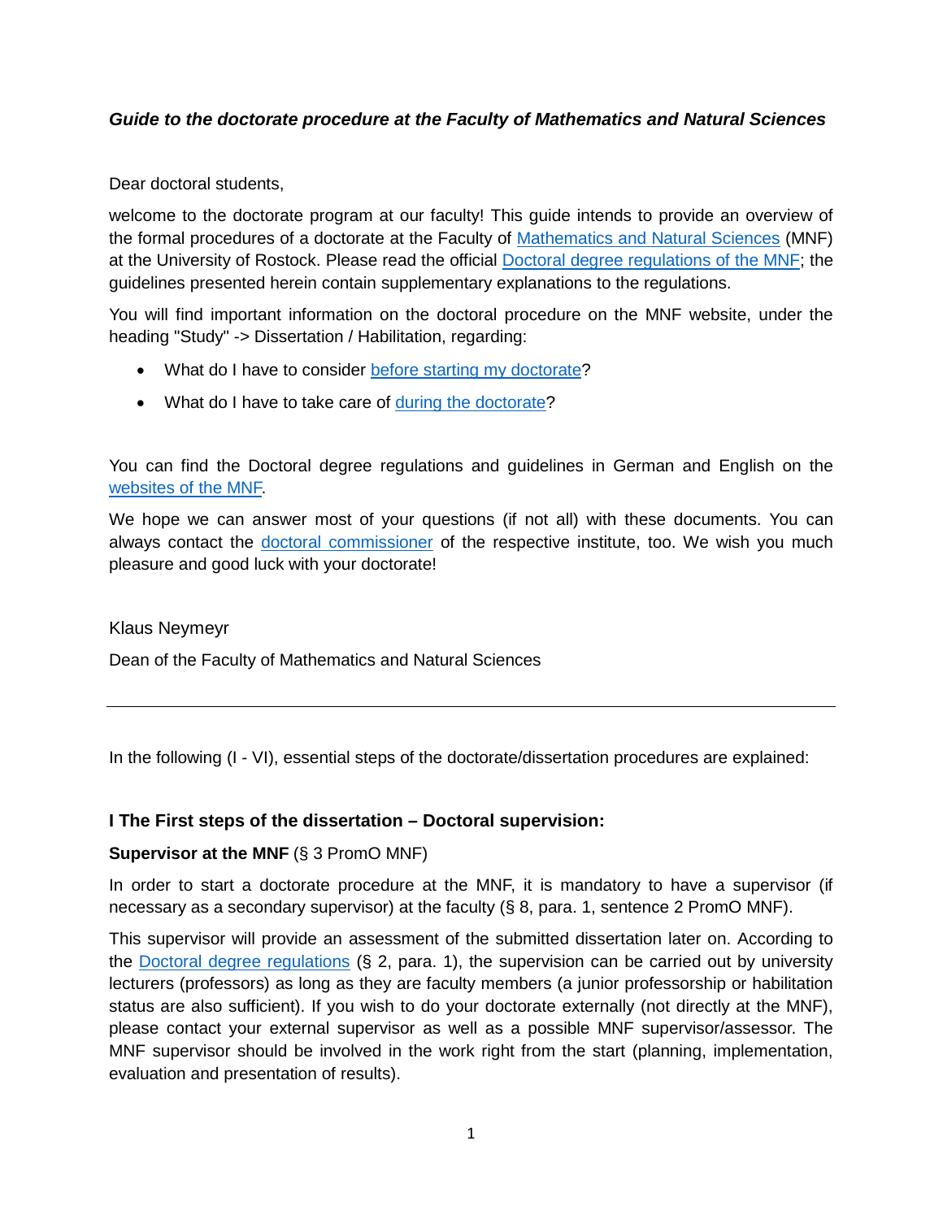***Guide to the doctorate procedure at the Faculty of Mathematics and Natural Sciences***

Dear doctoral students,

welcome to the doctorate program at our faculty! This guide intends to provide an overview of the formal procedures of a doctorate at the Faculty of Mathematics and Natural Sciences (MNF) at the University of Rostock. Please read the official Doctoral degree regulations of the MNF; the guidelines presented herein contain supplementary explanations to the regulations.

You will find important information on the doctoral procedure on the MNF website, under the heading "Study" -> Dissertation / Habilitation, regarding:

- What do I have to consider before starting my doctorate?
- What do I have to take care of during the doctorate?

You can find the Doctoral degree regulations and guidelines in German and English on the websites of the MNF.

We hope we can answer most of your questions (if not all) with these documents. You can always contact the doctoral commissioner of the respective institute, too. We wish you much pleasure and good luck with your doctorate!

Klaus Neymeyr

Dean of the Faculty of Mathematics and Natural Sciences

---

In the following (I - VI), essential steps of the doctorate/dissertation procedures are explained:

## I The First steps of the dissertation – Doctoral supervision:

**Supervisor at the MNF** (§ 3 PromO MNF)

In order to start a doctorate procedure at the MNF, it is mandatory to have a supervisor (if necessary as a secondary supervisor) at the faculty (§ 8, para. 1, sentence 2 PromO MNF).

This supervisor will provide an assessment of the submitted dissertation later on. According to the Doctoral degree regulations (§ 2, para. 1), the supervision can be carried out by university lecturers (professors) as long as they are faculty members (a junior professorship or habilitation status are also sufficient). If you wish to do your doctorate externally (not directly at the MNF), please contact your external supervisor as well as a possible MNF supervisor/assessor. The MNF supervisor should be involved in the work right from the start (planning, implementation, evaluation and presentation of results).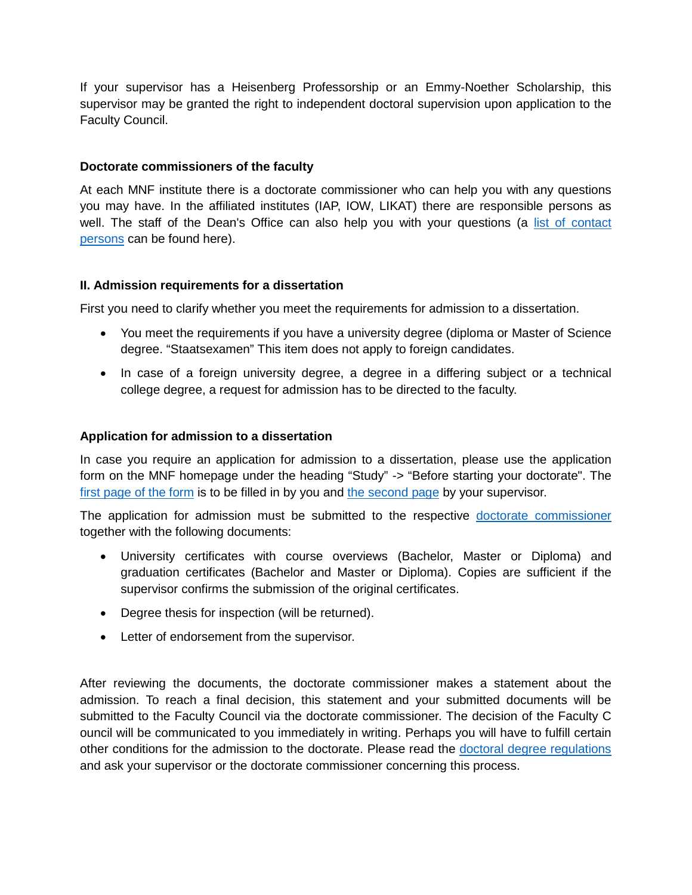If your supervisor has a Heisenberg Professorship or an Emmy-Noether Scholarship, this supervisor may be granted the right to independent doctoral supervision upon application to the Faculty Council.

### Doctorate commissioners of the faculty

At each MNF institute there is a doctorate commissioner who can help you with any questions you may have. In the affiliated institutes (IAP, IOW, LIKAT) there are responsible persons as well. The staff of the Dean's Office can also help you with your questions (a [list of contact persons]() can be found here).

## II. Admission requirements for a dissertation

First you need to clarify whether you meet the requirements for admission to a dissertation.

- You meet the requirements if you have a university degree (diploma or Master of Science degree. “Staatsexamen” This item does not apply to foreign candidates.
- In case of a foreign university degree, a degree in a differing subject or a technical college degree, a request for admission has to be directed to the faculty.

### Application for admission to a dissertation

In case you require an application for admission to a dissertation, please use the application form on the MNF homepage under the heading “Study” -> “Before starting your doctorate". The [first page of the form]() is to be filled in by you and [the second page]() by your supervisor.

The application for admission must be submitted to the respective [doctorate commissioner]() together with the following documents:

- University certificates with course overviews (Bachelor, Master or Diploma) and graduation certificates (Bachelor and Master or Diploma). Copies are sufficient if the supervisor confirms the submission of the original certificates.
- Degree thesis for inspection (will be returned).
- Letter of endorsement from the supervisor.

After reviewing the documents, the doctorate commissioner makes a statement about the admission. To reach a final decision, this statement and your submitted documents will be submitted to the Faculty Council via the doctorate commissioner. The decision of the Faculty Council will be communicated to you immediately in writing. Perhaps you will have to fulfill certain other conditions for the admission to the doctorate. Please read the [doctoral degree regulations]() and ask your supervisor or the doctorate commissioner concerning this process.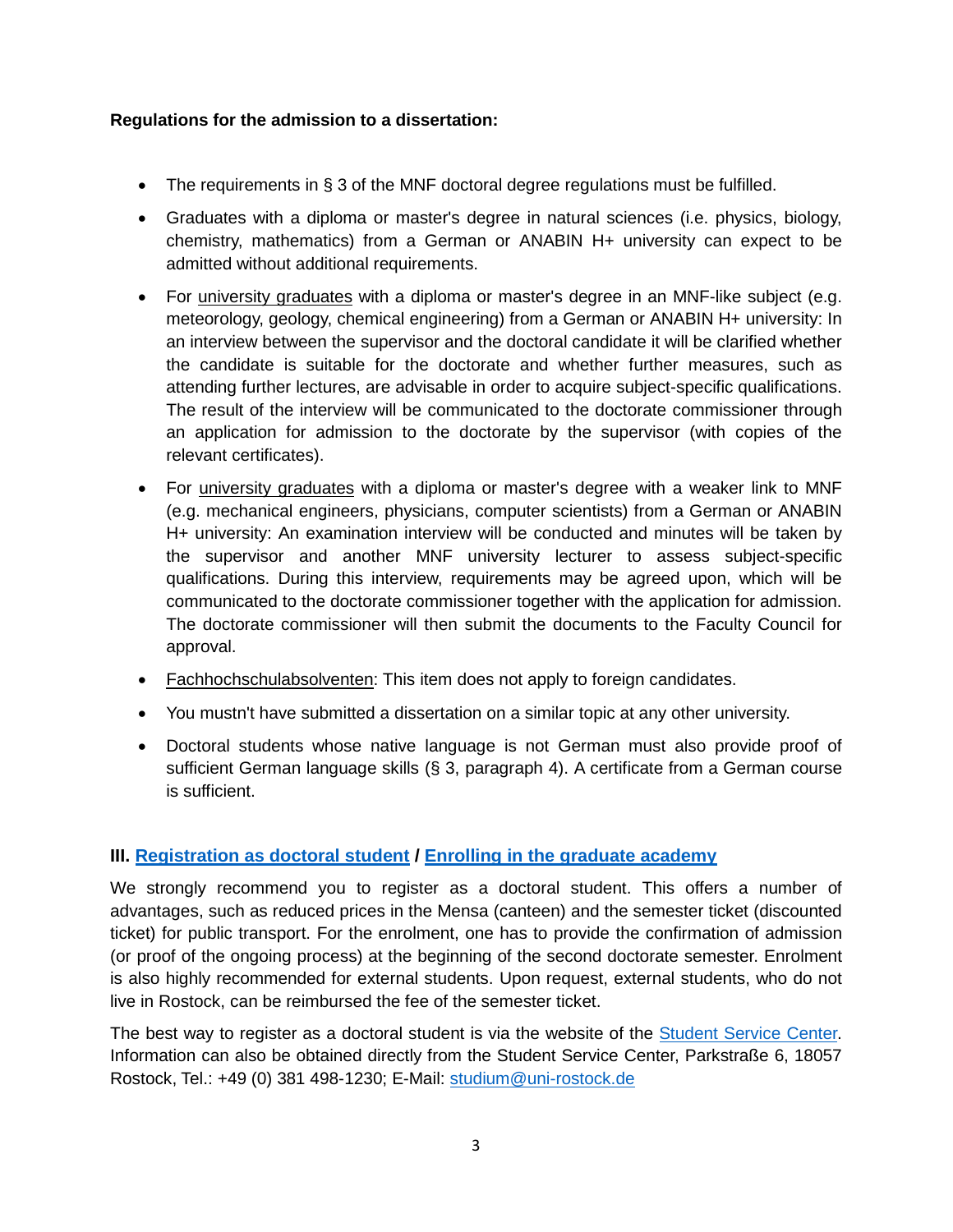**Regulations for the admission to a dissertation:**

- The requirements in § 3 of the MNF doctoral degree regulations must be fulfilled.
- Graduates with a diploma or master's degree in natural sciences (i.e. physics, biology, chemistry, mathematics) from a German or ANABIN H+ university can expect to be admitted without additional requirements.
- For university graduates with a diploma or master's degree in an MNF-like subject (e.g. meteorology, geology, chemical engineering) from a German or ANABIN H+ university: In an interview between the supervisor and the doctoral candidate it will be clarified whether the candidate is suitable for the doctorate and whether further measures, such as attending further lectures, are advisable in order to acquire subject-specific qualifications. The result of the interview will be communicated to the doctorate commissioner through an application for admission to the doctorate by the supervisor (with copies of the relevant certificates).
- For university graduates with a diploma or master's degree with a weaker link to MNF (e.g. mechanical engineers, physicians, computer scientists) from a German or ANABIN H+ university: An examination interview will be conducted and minutes will be taken by the supervisor and another MNF university lecturer to assess subject-specific qualifications. During this interview, requirements may be agreed upon, which will be communicated to the doctorate commissioner together with the application for admission. The doctorate commissioner will then submit the documents to the Faculty Council for approval.
- Fachhochschulabsolventen: This item does not apply to foreign candidates.
- You mustn't have submitted a dissertation on a similar topic at any other university.
- Doctoral students whose native language is not German must also provide proof of sufficient German language skills (§ 3, paragraph 4). A certificate from a German course is sufficient.

### III. Registration as doctoral student / Enrolling in the graduate academy

We strongly recommend you to register as a doctoral student. This offers a number of advantages, such as reduced prices in the Mensa (canteen) and the semester ticket (discounted ticket) for public transport. For the enrolment, one has to provide the confirmation of admission (or proof of the ongoing process) at the beginning of the second doctorate semester. Enrolment is also highly recommended for external students. Upon request, external students, who do not live in Rostock, can be reimbursed the fee of the semester ticket.

The best way to register as a doctoral student is via the website of the Student Service Center. Information can also be obtained directly from the Student Service Center, Parkstraße 6, 18057 Rostock, Tel.: +49 (0) 381 498-1230; E-Mail: studium@uni-rostock.de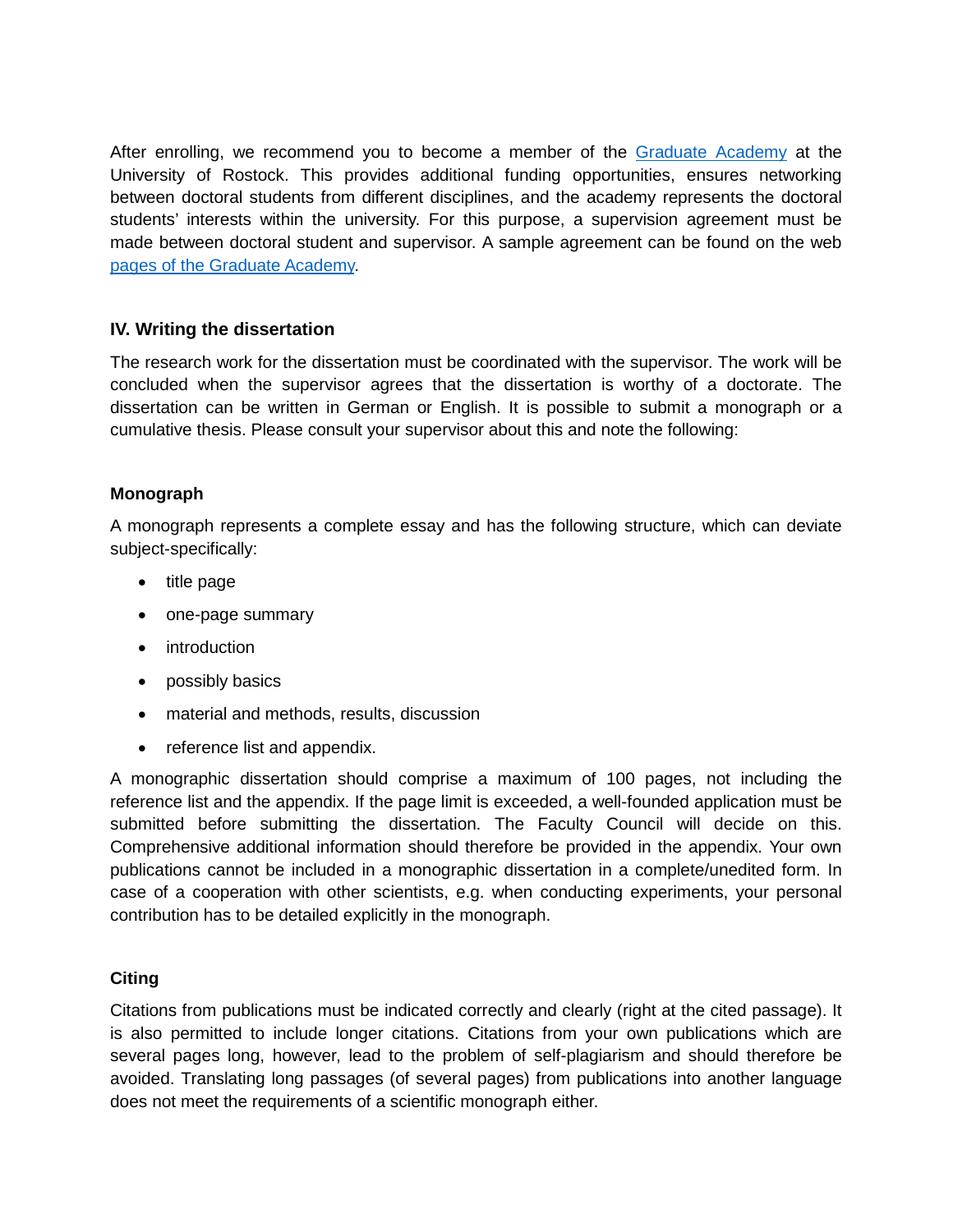After enrolling, we recommend you to become a member of the [Graduate Academy](#) at the University of Rostock. This provides additional funding opportunities, ensures networking between doctoral students from different disciplines, and the academy represents the doctoral students' interests within the university. For this purpose, a supervision agreement must be made between doctoral student and supervisor. A sample agreement can be found on the web [pages of the Graduate Academy](#).

### IV. Writing the dissertation

The research work for the dissertation must be coordinated with the supervisor. The work will be concluded when the supervisor agrees that the dissertation is worthy of a doctorate. The dissertation can be written in German or English. It is possible to submit a monograph or a cumulative thesis. Please consult your supervisor about this and note the following:

#### Monograph

A monograph represents a complete essay and has the following structure, which can deviate subject-specifically:

- title page
- one-page summary
- introduction
- possibly basics
- material and methods, results, discussion
- reference list and appendix.

A monographic dissertation should comprise a maximum of 100 pages, not including the reference list and the appendix. If the page limit is exceeded, a well-founded application must be submitted before submitting the dissertation. The Faculty Council will decide on this. Comprehensive additional information should therefore be provided in the appendix. Your own publications cannot be included in a monographic dissertation in a complete/unedited form. In case of a cooperation with other scientists, e.g. when conducting experiments, your personal contribution has to be detailed explicitly in the monograph.

#### Citing

Citations from publications must be indicated correctly and clearly (right at the cited passage). It is also permitted to include longer citations. Citations from your own publications which are several pages long, however, lead to the problem of self-plagiarism and should therefore be avoided. Translating long passages (of several pages) from publications into another language does not meet the requirements of a scientific monograph either.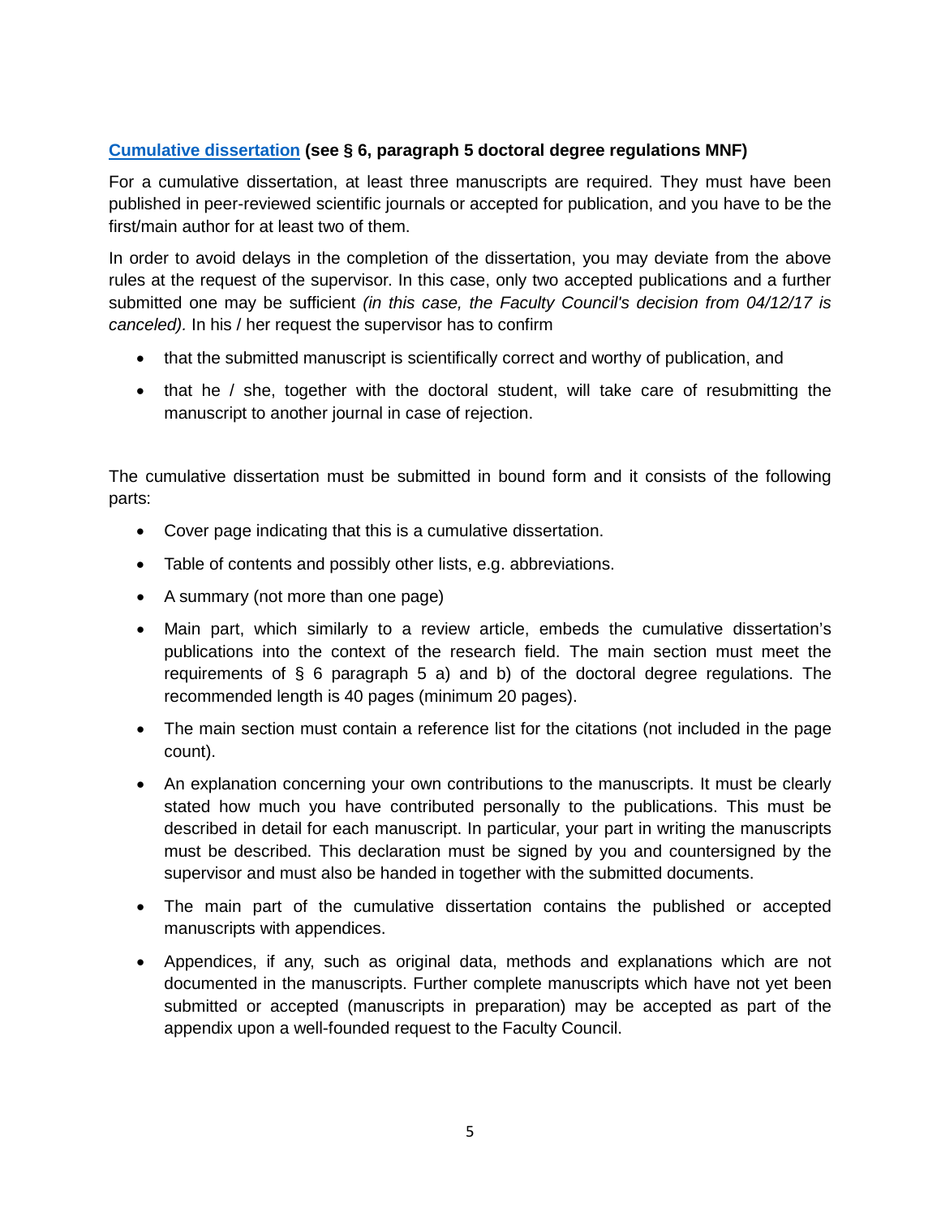**[Cumulative dissertation](#) (see § 6, paragraph 5 doctoral degree regulations MNF)**

For a cumulative dissertation, at least three manuscripts are required. They must have been published in peer-reviewed scientific journals or accepted for publication, and you have to be the first/main author for at least two of them.

In order to avoid delays in the completion of the dissertation, you may deviate from the above rules at the request of the supervisor. In this case, only two accepted publications and a further submitted one may be sufficient *(in this case, the Faculty Council's decision from 04/12/17 is canceled).* In his / her request the supervisor has to confirm

- that the submitted manuscript is scientifically correct and worthy of publication, and
- that he / she, together with the doctoral student, will take care of resubmitting the manuscript to another journal in case of rejection.

The cumulative dissertation must be submitted in bound form and it consists of the following parts:

- Cover page indicating that this is a cumulative dissertation.
- Table of contents and possibly other lists, e.g. abbreviations.
- A summary (not more than one page)
- Main part, which similarly to a review article, embeds the cumulative dissertation's publications into the context of the research field. The main section must meet the requirements of § 6 paragraph 5 a) and b) of the doctoral degree regulations. The recommended length is 40 pages (minimum 20 pages).
- The main section must contain a reference list for the citations (not included in the page count).
- An explanation concerning your own contributions to the manuscripts. It must be clearly stated how much you have contributed personally to the publications. This must be described in detail for each manuscript. In particular, your part in writing the manuscripts must be described. This declaration must be signed by you and countersigned by the supervisor and must also be handed in together with the submitted documents.
- The main part of the cumulative dissertation contains the published or accepted manuscripts with appendices.
- Appendices, if any, such as original data, methods and explanations which are not documented in the manuscripts. Further complete manuscripts which have not yet been submitted or accepted (manuscripts in preparation) may be accepted as part of the appendix upon a well-founded request to the Faculty Council.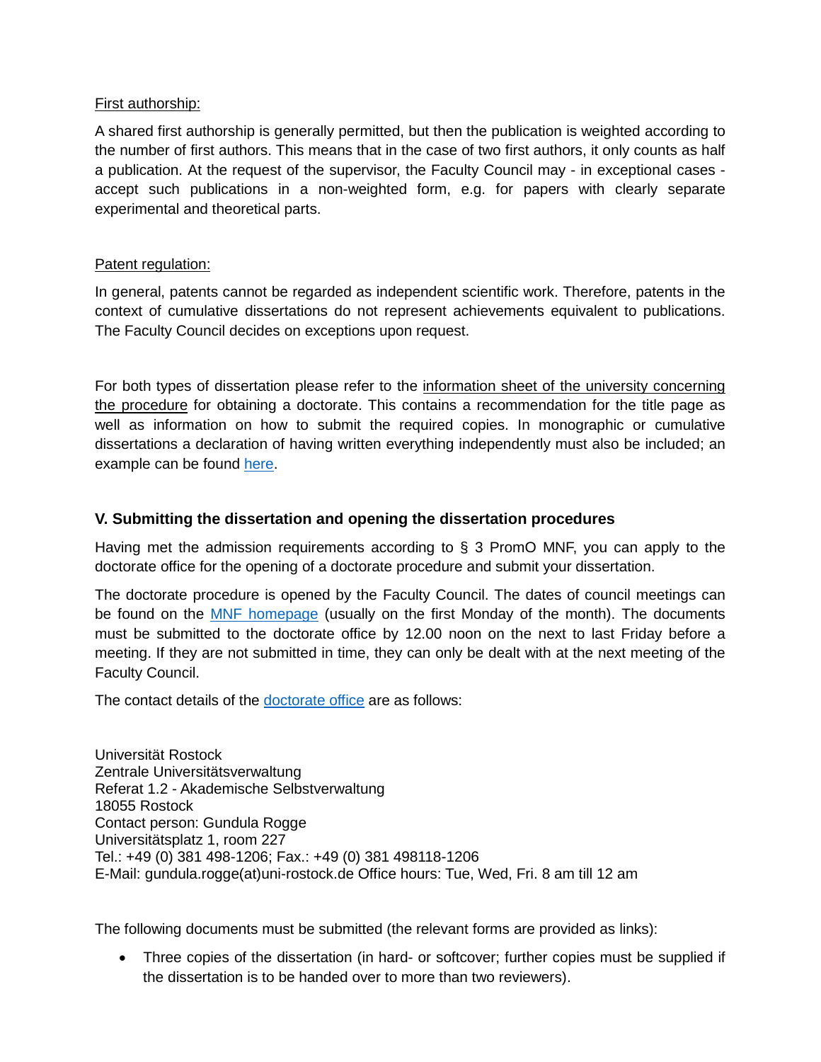First authorship:

A shared first authorship is generally permitted, but then the publication is weighted according to the number of first authors. This means that in the case of two first authors, it only counts as half a publication. At the request of the supervisor, the Faculty Council may - in exceptional cases - accept such publications in a non-weighted form, e.g. for papers with clearly separate experimental and theoretical parts.

Patent regulation:

In general, patents cannot be regarded as independent scientific work. Therefore, patents in the context of cumulative dissertations do not represent achievements equivalent to publications. The Faculty Council decides on exceptions upon request.

For both types of dissertation please refer to the information sheet of the university concerning the procedure for obtaining a doctorate. This contains a recommendation for the title page as well as information on how to submit the required copies. In monographic or cumulative dissertations a declaration of having written everything independently must also be included; an example can be found here.

## V. Submitting the dissertation and opening the dissertation procedures

Having met the admission requirements according to § 3 PromO MNF, you can apply to the doctorate office for the opening of a doctorate procedure and submit your dissertation.

The doctorate procedure is opened by the Faculty Council. The dates of council meetings can be found on the MNF homepage (usually on the first Monday of the month). The documents must be submitted to the doctorate office by 12.00 noon on the next to last Friday before a meeting. If they are not submitted in time, they can only be dealt with at the next meeting of the Faculty Council.

The contact details of the doctorate office are as follows:

Universität Rostock
Zentrale Universitätsverwaltung
Referat 1.2 - Akademische Selbstverwaltung
18055 Rostock
Contact person: Gundula Rogge
Universitätsplatz 1, room 227
Tel.: +49 (0) 381 498-1206; Fax.: +49 (0) 381 498118-1206
E-Mail: gundula.rogge(at)uni-rostock.de Office hours: Tue, Wed, Fri. 8 am till 12 am

The following documents must be submitted (the relevant forms are provided as links):

- Three copies of the dissertation (in hard- or softcover; further copies must be supplied if the dissertation is to be handed over to more than two reviewers).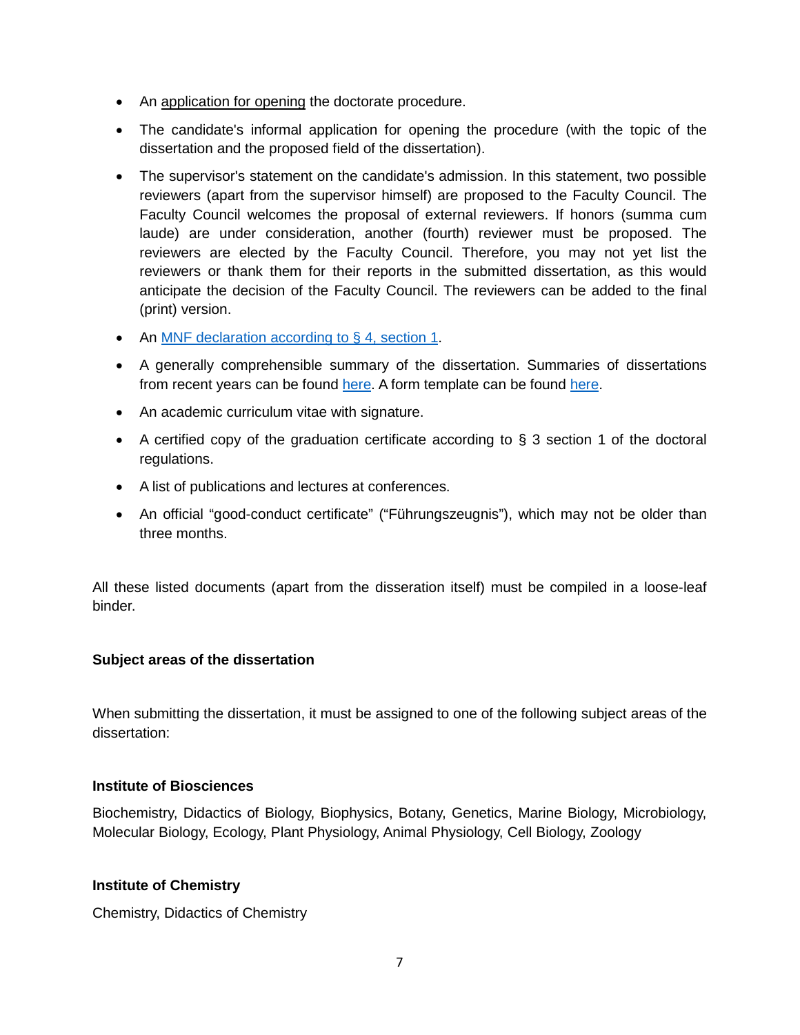- An application for opening the doctorate procedure.
- The candidate's informal application for opening the procedure (with the topic of the dissertation and the proposed field of the dissertation).
- The supervisor's statement on the candidate's admission. In this statement, two possible reviewers (apart from the supervisor himself) are proposed to the Faculty Council. The Faculty Council welcomes the proposal of external reviewers. If honors (summa cum laude) are under consideration, another (fourth) reviewer must be proposed. The reviewers are elected by the Faculty Council. Therefore, you may not yet list the reviewers or thank them for their reports in the submitted dissertation, as this would anticipate the decision of the Faculty Council. The reviewers can be added to the final (print) version.
- An MNF declaration according to § 4, section 1.
- A generally comprehensible summary of the dissertation. Summaries of dissertations from recent years can be found here. A form template can be found here.
- An academic curriculum vitae with signature.
- A certified copy of the graduation certificate according to § 3 section 1 of the doctoral regulations.
- A list of publications and lectures at conferences.
- An official “good-conduct certificate” (“Führungszeugnis”), which may not be older than three months.

All these listed documents (apart from the disseration itself) must be compiled in a loose-leaf binder.

**Subject areas of the dissertation**

When submitting the dissertation, it must be assigned to one of the following subject areas of the dissertation:

**Institute of Biosciences**

Biochemistry, Didactics of Biology, Biophysics, Botany, Genetics, Marine Biology, Microbiology, Molecular Biology, Ecology, Plant Physiology, Animal Physiology, Cell Biology, Zoology

**Institute of Chemistry**

Chemistry, Didactics of Chemistry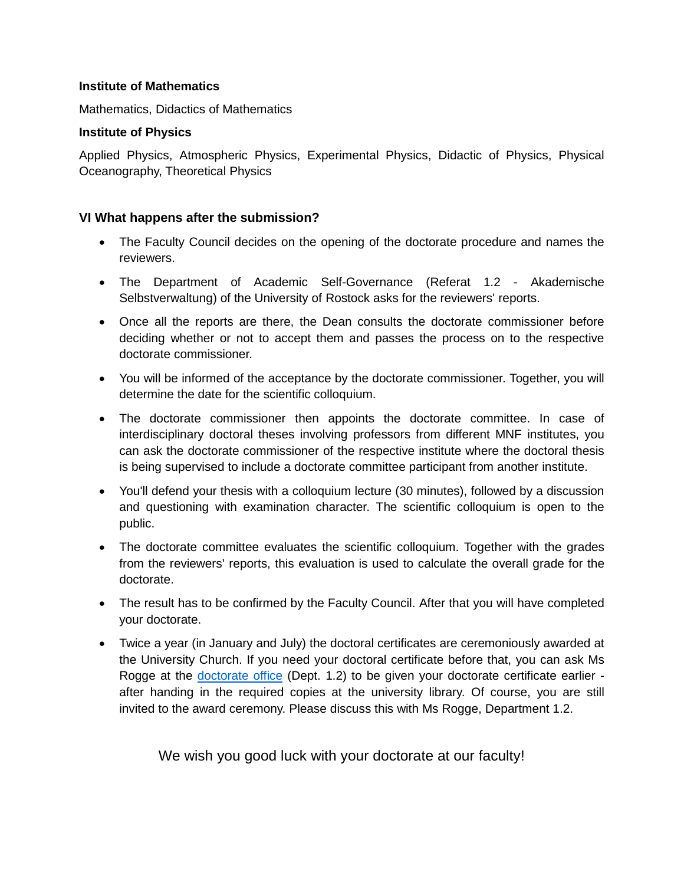**Institute of Mathematics**

Mathematics, Didactics of Mathematics

**Institute of Physics**

Applied Physics, Atmospheric Physics, Experimental Physics, Didactic of Physics, Physical Oceanography, Theoretical Physics

### VI What happens after the submission?

- The Faculty Council decides on the opening of the doctorate procedure and names the reviewers.
- The Department of Academic Self-Governance (Referat 1.2 - Akademische Selbstverwaltung) of the University of Rostock asks for the reviewers' reports.
- Once all the reports are there, the Dean consults the doctorate commissioner before deciding whether or not to accept them and passes the process on to the respective doctorate commissioner.
- You will be informed of the acceptance by the doctorate commissioner. Together, you will determine the date for the scientific colloquium.
- The doctorate commissioner then appoints the doctorate committee. In case of interdisciplinary doctoral theses involving professors from different MNF institutes, you can ask the doctorate commissioner of the respective institute where the doctoral thesis is being supervised to include a doctorate committee participant from another institute.
- You'll defend your thesis with a colloquium lecture (30 minutes), followed by a discussion and questioning with examination character. The scientific colloquium is open to the public.
- The doctorate committee evaluates the scientific colloquium. Together with the grades from the reviewers' reports, this evaluation is used to calculate the overall grade for the doctorate.
- The result has to be confirmed by the Faculty Council. After that you will have completed your doctorate.
- Twice a year (in January and July) the doctoral certificates are ceremoniously awarded at the University Church. If you need your doctoral certificate before that, you can ask Ms Rogge at the doctorate office (Dept. 1.2) to be given your doctorate certificate earlier - after handing in the required copies at the university library. Of course, you are still invited to the award ceremony. Please discuss this with Ms Rogge, Department 1.2.

We wish you good luck with your doctorate at our faculty!